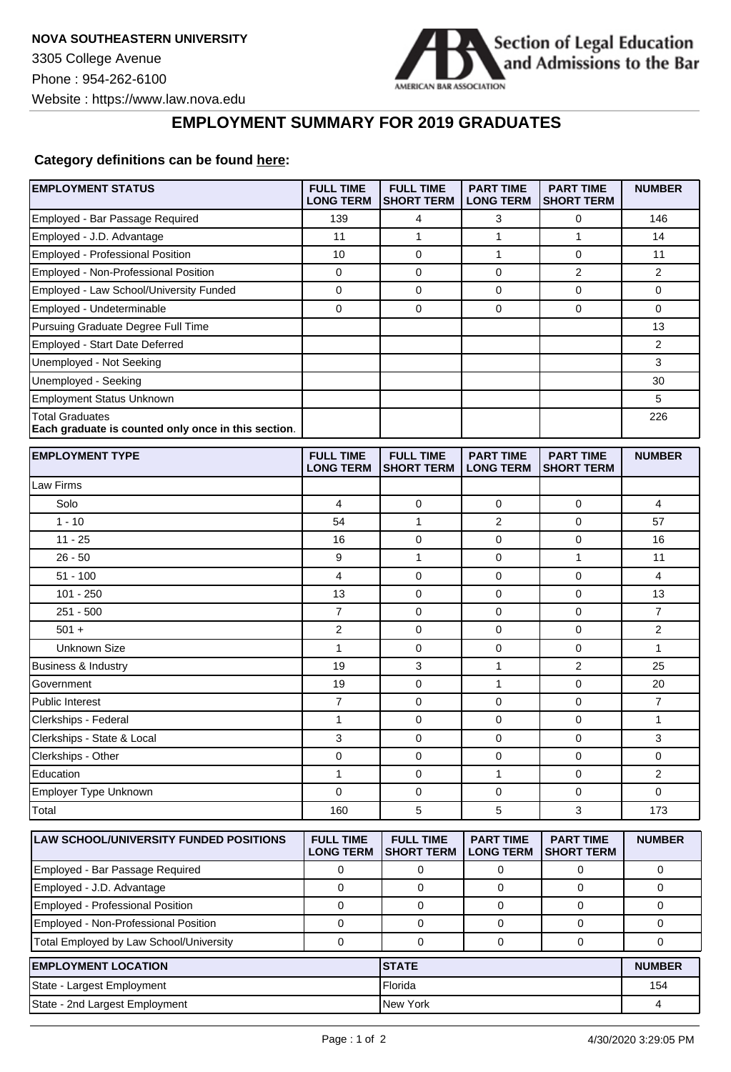**NOVA SOUTHEASTERN UNIVERSITY**

3305 College Avenue

Phone : 954-262-6100

Website : https://www.law.nova.edu

Section of Legal Education and Admissions to the Bar

AMERICAN BAR ASSOCIATION

## EMPLOYMENT SUMMARY FOR 2019 GRADUATES

**Category definitions can be found here:**

| EMPLOYMENT STATUS | FULL TIME LONG TERM | FULL TIME SHORT TERM | PART TIME LONG TERM | PART TIME SHORT TERM | NUMBER |
|---|---|---|---|---|---|
| Employed - Bar Passage Required | 139 | 4 | 3 | 0 | 146 |
| Employed - J.D. Advantage | 11 | 1 | 1 | 1 | 14 |
| Employed - Professional Position | 10 | 0 | 1 | 0 | 11 |
| Employed - Non-Professional Position | 0 | 0 | 0 | 2 | 2 |
| Employed - Law School/University Funded | 0 | 0 | 0 | 0 | 0 |
| Employed - Undeterminable | 0 | 0 | 0 | 0 | 0 |
| Pursuing Graduate Degree Full Time | | | | | 13 |
| Employed - Start Date Deferred | | | | | 2 |
| Unemployed - Not Seeking | | | | | 3 |
| Unemployed - Seeking | | | | | 30 |
| Employment Status Unknown | | | | | 5 |
| Total Graduates **Each graduate is counted only once in this section**. | | | | | 226 |

| EMPLOYMENT TYPE | FULL TIME LONG TERM | FULL TIME SHORT TERM | PART TIME LONG TERM | PART TIME SHORT TERM | NUMBER |
|---|---|---|---|---|---|
| Law Firms | | | | | |
| Solo | 4 | 0 | 0 | 0 | 4 |
| 1 - 10 | 54 | 1 | 2 | 0 | 57 |
| 11 - 25 | 16 | 0 | 0 | 0 | 16 |
| 26 - 50 | 9 | 1 | 0 | 1 | 11 |
| 51 - 100 | 4 | 0 | 0 | 0 | 4 |
| 101 - 250 | 13 | 0 | 0 | 0 | 13 |
| 251 - 500 | 7 | 0 | 0 | 0 | 7 |
| 501 + | 2 | 0 | 0 | 0 | 2 |
| Unknown Size | 1 | 0 | 0 | 0 | 1 |
| Business & Industry | 19 | 3 | 1 | 2 | 25 |
| Government | 19 | 0 | 1 | 0 | 20 |
| Public Interest | 7 | 0 | 0 | 0 | 7 |
| Clerkships - Federal | 1 | 0 | 0 | 0 | 1 |
| Clerkships - State & Local | 3 | 0 | 0 | 0 | 3 |
| Clerkships - Other | 0 | 0 | 0 | 0 | 0 |
| Education | 1 | 0 | 1 | 0 | 2 |
| Employer Type Unknown | 0 | 0 | 0 | 0 | 0 |
| Total | 160 | 5 | 5 | 3 | 173 |

| LAW SCHOOL/UNIVERSITY FUNDED POSITIONS | FULL TIME LONG TERM | FULL TIME SHORT TERM | PART TIME LONG TERM | PART TIME SHORT TERM | NUMBER |
|---|---|---|---|---|---|
| Employed - Bar Passage Required | 0 | 0 | 0 | 0 | 0 |
| Employed - J.D. Advantage | 0 | 0 | 0 | 0 | 0 |
| Employed - Professional Position | 0 | 0 | 0 | 0 | 0 |
| Employed - Non-Professional Position | 0 | 0 | 0 | 0 | 0 |
| Total Employed by Law School/University | 0 | 0 | 0 | 0 | 0 |

| EMPLOYMENT LOCATION | STATE | NUMBER |
|---|---|---|
| State - Largest Employment | Florida | 154 |
| State - 2nd Largest Employment | New York | 4 |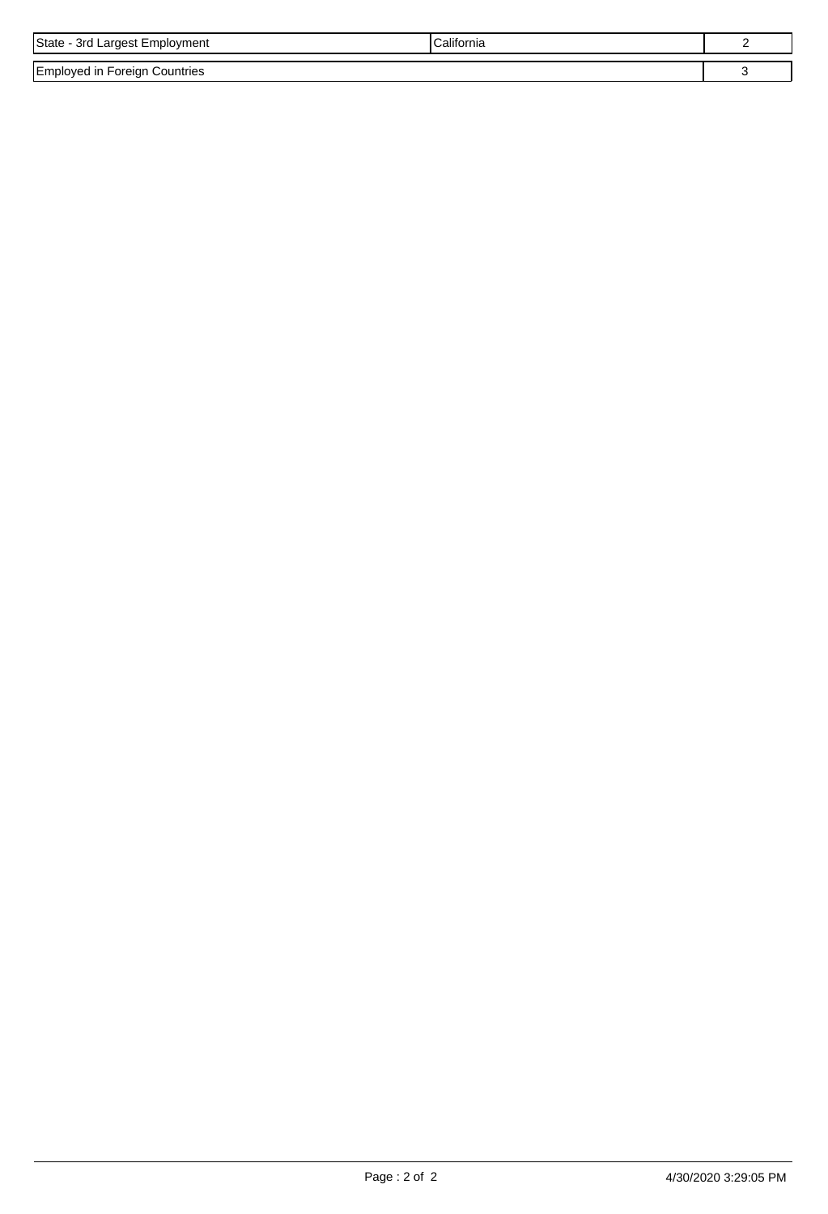| | | |
|---|---|---|
| State - 3rd Largest Employment | California | 2 |
| Employed in Foreign Countries | | 3 |